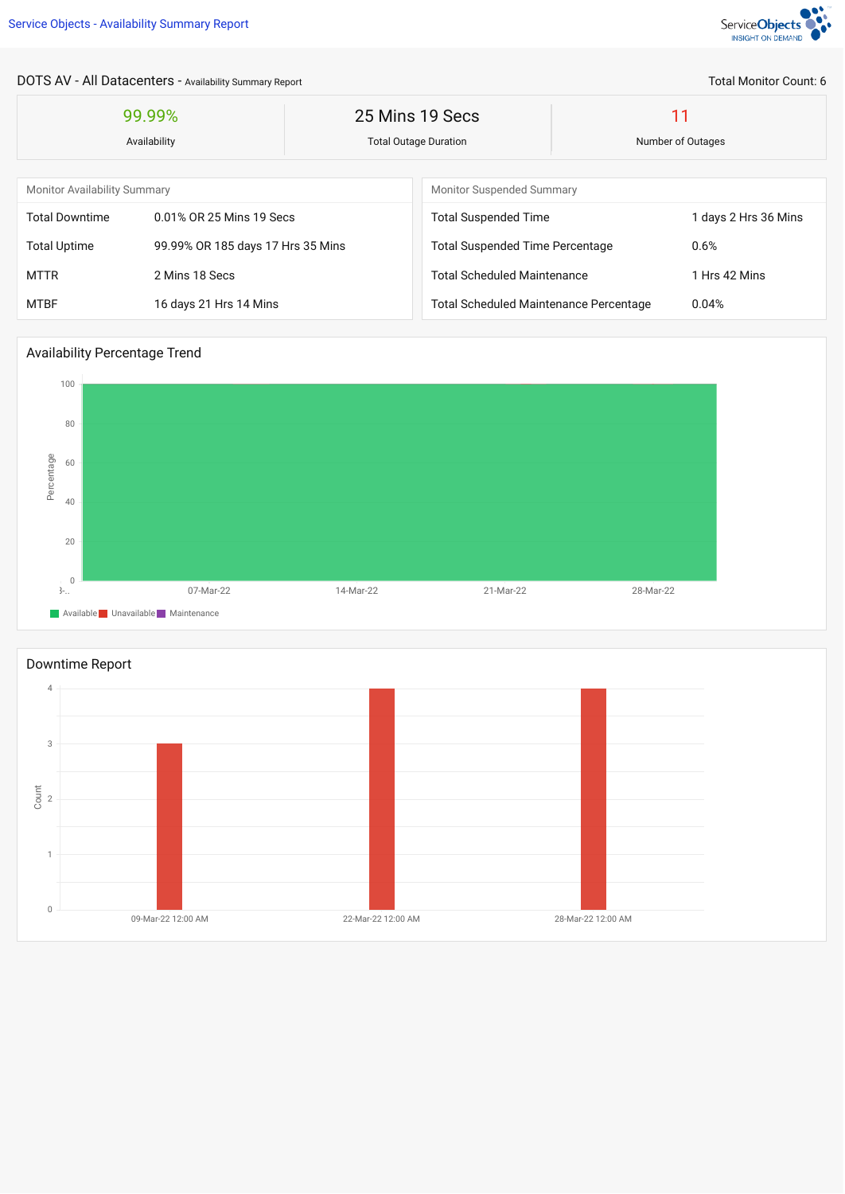Service Objects - Availability Summary Report

## DOTS AV - All Datacenters - Availability Summary Report

Total Monitor Count: 6

| 99.99% | 25 Mins 19 Secs | 11 |
|---|---|---|
| Availability | Total Outage Duration | Number of Outages |

| Monitor Availability Summary | |
|---|---|
| Total Downtime | 0.01% OR 25 Mins 19 Secs |
| Total Uptime | 99.99% OR 185 days 17 Hrs 35 Mins |
| MTTR | 2 Mins 18 Secs |
| MTBF | 16 days 21 Hrs 14 Mins |

| Monitor Suspended Summary | |
|---|---|
| Total Suspended Time | 1 days 2 Hrs 36 Mins |
| Total Suspended Time Percentage | 0.6% |
| Total Scheduled Maintenance | 1 Hrs 42 Mins |
| Total Scheduled Maintenance Percentage | 0.04% |

## Availability Percentage Trend

Percentage: 0, 20, 40, 60, 80, 100

07-Mar-22, 14-Mar-22, 21-Mar-22, 28-Mar-22

Available, Unavailable, Maintenance

## Downtime Report

Count: 0, 1, 2, 3, 4

09-Mar-22 12:00 AM, 22-Mar-22 12:00 AM, 28-Mar-22 12:00 AM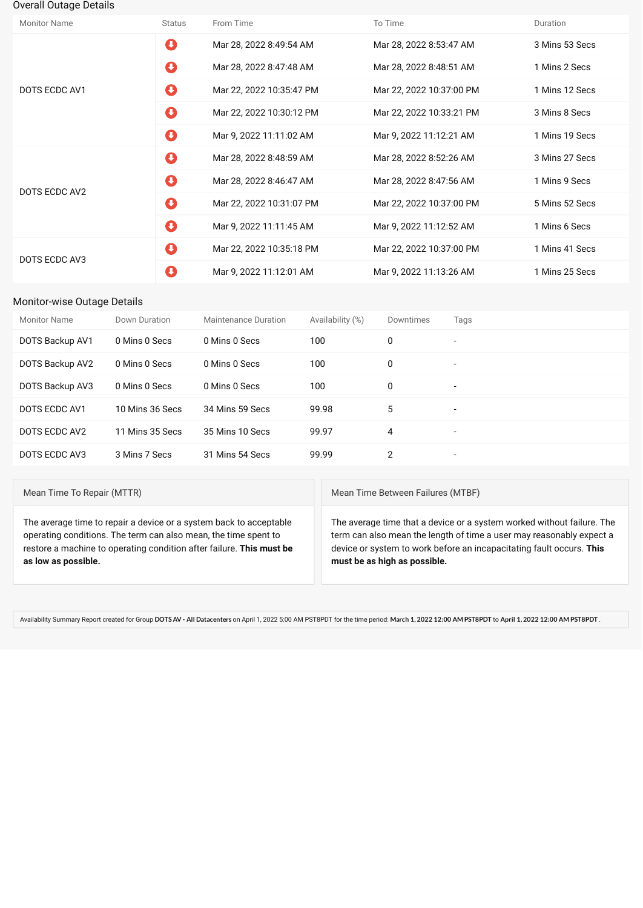## Overall Outage Details

| Monitor Name | Status | From Time | To Time | Duration |
|---|---|---|---|---|
| DOTS ECDC AV1 | | Mar 28, 2022 8:49:54 AM | Mar 28, 2022 8:53:47 AM | 3 Mins 53 Secs |
| | | Mar 28, 2022 8:47:48 AM | Mar 28, 2022 8:48:51 AM | 1 Mins 2 Secs |
| | | Mar 22, 2022 10:35:47 PM | Mar 22, 2022 10:37:00 PM | 1 Mins 12 Secs |
| | | Mar 22, 2022 10:30:12 PM | Mar 22, 2022 10:33:21 PM | 3 Mins 8 Secs |
| | | Mar 9, 2022 11:11:02 AM | Mar 9, 2022 11:12:21 AM | 1 Mins 19 Secs |
| DOTS ECDC AV2 | | Mar 28, 2022 8:48:59 AM | Mar 28, 2022 8:52:26 AM | 3 Mins 27 Secs |
| | | Mar 28, 2022 8:46:47 AM | Mar 28, 2022 8:47:56 AM | 1 Mins 9 Secs |
| | | Mar 22, 2022 10:31:07 PM | Mar 22, 2022 10:37:00 PM | 5 Mins 52 Secs |
| | | Mar 9, 2022 11:11:45 AM | Mar 9, 2022 11:12:52 AM | 1 Mins 6 Secs |
| DOTS ECDC AV3 | | Mar 22, 2022 10:35:18 PM | Mar 22, 2022 10:37:00 PM | 1 Mins 41 Secs |
| | | Mar 9, 2022 11:12:01 AM | Mar 9, 2022 11:13:26 AM | 1 Mins 25 Secs |

## Monitor-wise Outage Details

| Monitor Name | Down Duration | Maintenance Duration | Availability (%) | Downtimes | Tags |
|---|---|---|---|---|---|
| DOTS Backup AV1 | 0 Mins 0 Secs | 0 Mins 0 Secs | 100 | 0 | - |
| DOTS Backup AV2 | 0 Mins 0 Secs | 0 Mins 0 Secs | 100 | 0 | - |
| DOTS Backup AV3 | 0 Mins 0 Secs | 0 Mins 0 Secs | 100 | 0 | - |
| DOTS ECDC AV1 | 10 Mins 36 Secs | 34 Mins 59 Secs | 99.98 | 5 | - |
| DOTS ECDC AV2 | 11 Mins 35 Secs | 35 Mins 10 Secs | 99.97 | 4 | - |
| DOTS ECDC AV3 | 3 Mins 7 Secs | 31 Mins 54 Secs | 99.99 | 2 | - |

### Mean Time To Repair (MTTR)

The average time to repair a device or a system back to acceptable operating conditions. The term can also mean, the time spent to restore a machine to operating condition after failure. **This must be as low as possible.**

### Mean Time Between Failures (MTBF)

The average time that a device or a system worked without failure. The term can also mean the length of time a user may reasonably expect a device or system to work before an incapacitating fault occurs. **This must be as high as possible.**

Availability Summary Report created for Group **DOTS AV - All Datacenters** on April 1, 2022 5:00 AM PST8PDT for the time period: **March 1, 2022 12:00 AM PST8PDT** to **April 1, 2022 12:00 AM PST8PDT** .